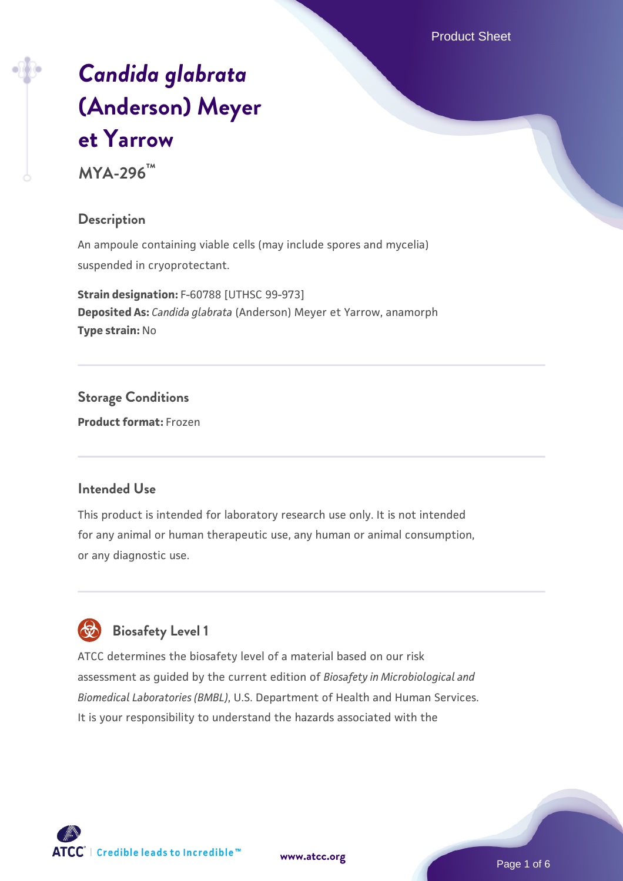# *Candida glabrata* (Anderson) Meyer et Yarrow

**MYA-296™**

## Description

An ampoule containing viable cells (may include spores and mycelia) suspended in cryoprotectant.

**Strain designation:** F-60788 [UTHSC 99-973]
**Deposited As:** *Candida glabrata* (Anderson) Meyer et Yarrow, anamorph
**Type strain:** No

## Storage Conditions

**Product format:** Frozen

## Intended Use

This product is intended for laboratory research use only. It is not intended for any animal or human therapeutic use, any human or animal consumption, or any diagnostic use.

## Biosafety Level 1

ATCC determines the biosafety level of a material based on our risk assessment as guided by the current edition of *Biosafety in Microbiological and Biomedical Laboratories (BMBL)*, U.S. Department of Health and Human Services. It is your responsibility to understand the hazards associated with the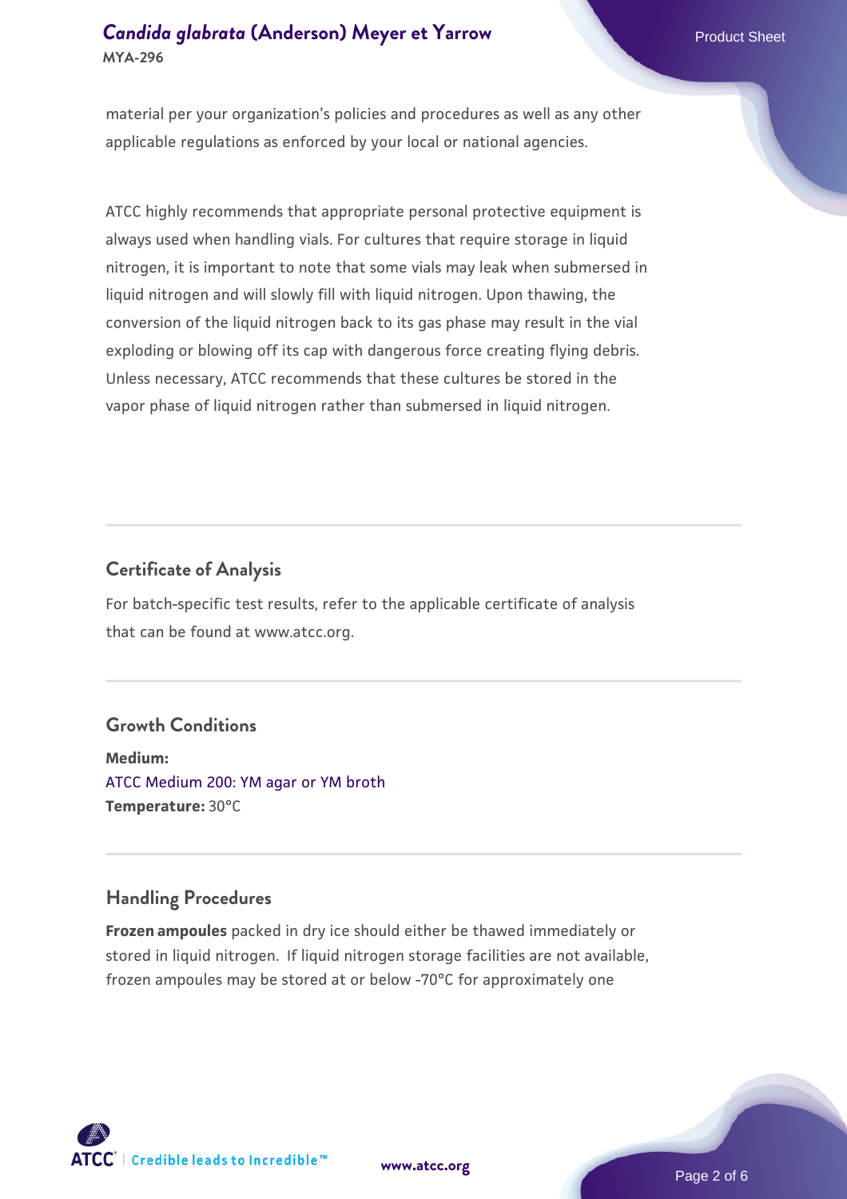material per your organization's policies and procedures as well as any other applicable regulations as enforced by your local or national agencies.

ATCC highly recommends that appropriate personal protective equipment is always used when handling vials. For cultures that require storage in liquid nitrogen, it is important to note that some vials may leak when submersed in liquid nitrogen and will slowly fill with liquid nitrogen. Upon thawing, the conversion of the liquid nitrogen back to its gas phase may result in the vial exploding or blowing off its cap with dangerous force creating flying debris. Unless necessary, ATCC recommends that these cultures be stored in the vapor phase of liquid nitrogen rather than submersed in liquid nitrogen.

## Certificate of Analysis

For batch-specific test results, refer to the applicable certificate of analysis that can be found at www.atcc.org.

## Growth Conditions

**Medium:**
ATCC Medium 200: YM agar or YM broth
**Temperature:** 30°C

## Handling Procedures

**Frozen ampoules** packed in dry ice should either be thawed immediately or stored in liquid nitrogen. If liquid nitrogen storage facilities are not available, frozen ampoules may be stored at or below -70°C for approximately one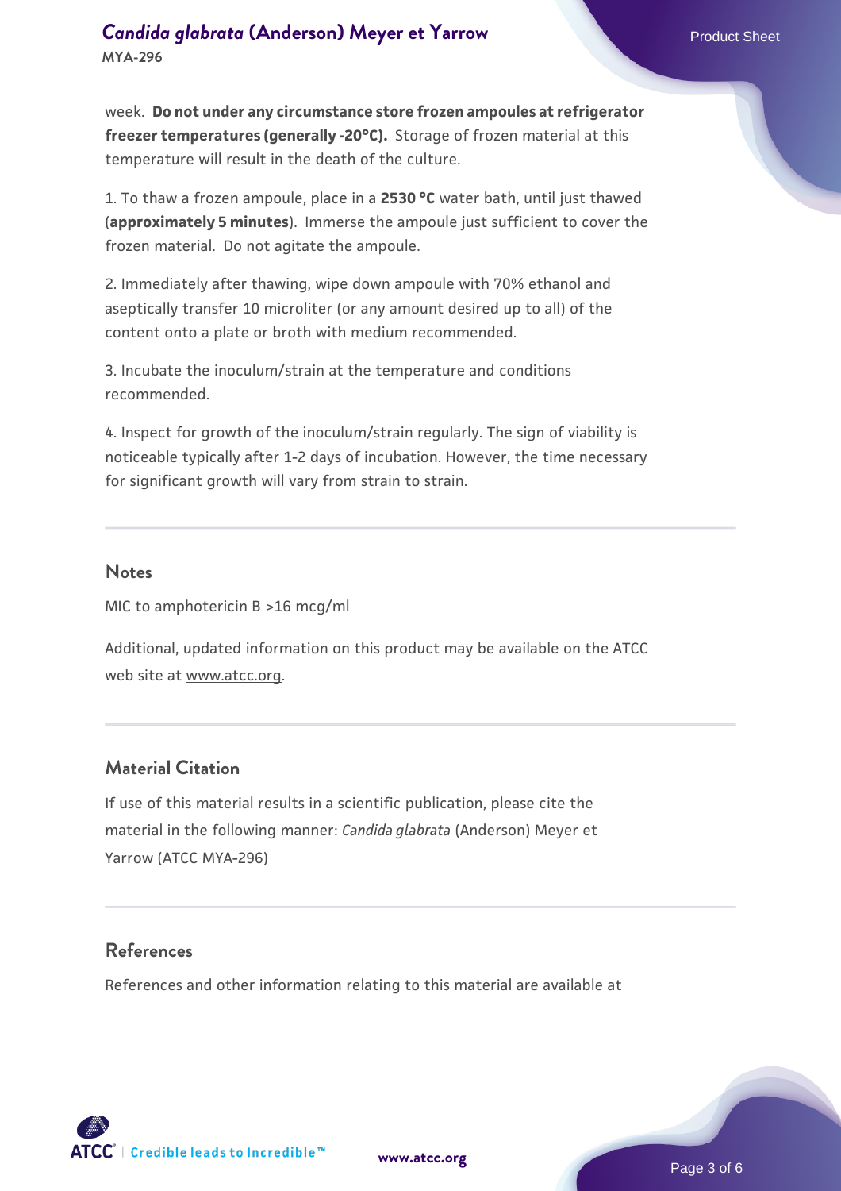week. **Do not under any circumstance store frozen ampoules at refrigerator freezer temperatures (generally -20°C).** Storage of frozen material at this temperature will result in the death of the culture.

1. To thaw a frozen ampoule, place in a **2530 °C** water bath, until just thawed (**approximately 5 minutes**). Immerse the ampoule just sufficient to cover the frozen material. Do not agitate the ampoule.

2. Immediately after thawing, wipe down ampoule with 70% ethanol and aseptically transfer 10 microliter (or any amount desired up to all) of the content onto a plate or broth with medium recommended.

3. Incubate the inoculum/strain at the temperature and conditions recommended.

4. Inspect for growth of the inoculum/strain regularly. The sign of viability is noticeable typically after 1-2 days of incubation. However, the time necessary for significant growth will vary from strain to strain.

## Notes

MIC to amphotericin B >16 mcg/ml

Additional, updated information on this product may be available on the ATCC web site at www.atcc.org.

## Material Citation

If use of this material results in a scientific publication, please cite the material in the following manner: *Candida glabrata* (Anderson) Meyer et Yarrow (ATCC MYA-296)

## References

References and other information relating to this material are available at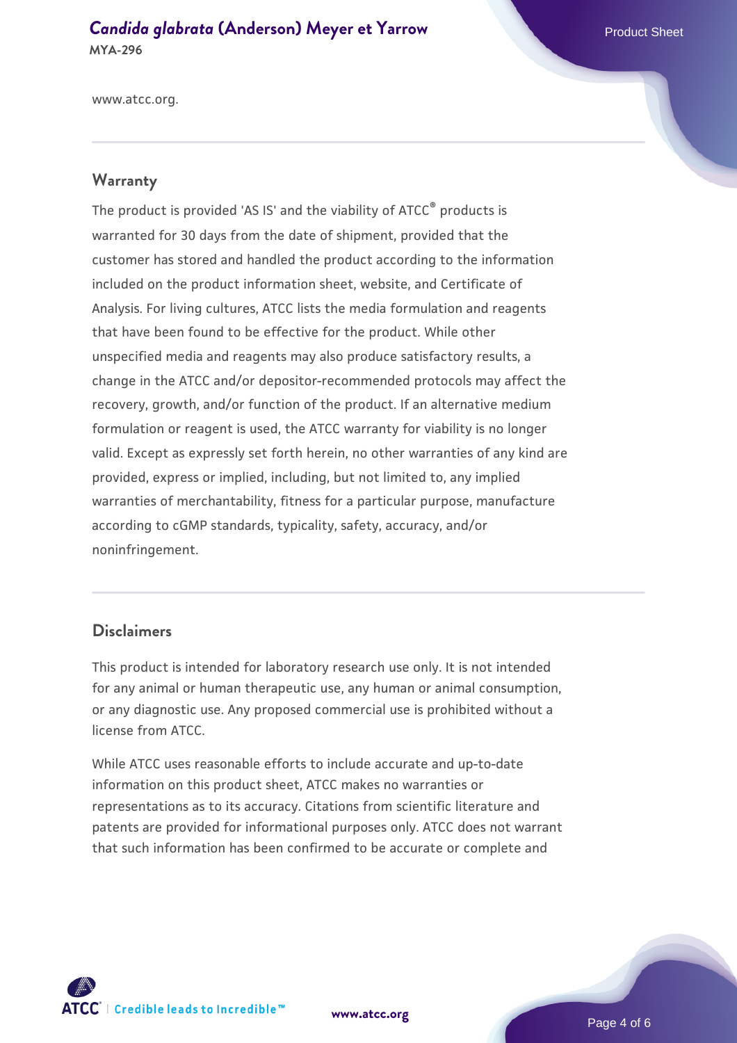www.atcc.org.

## Warranty

The product is provided 'AS IS' and the viability of ATCC® products is warranted for 30 days from the date of shipment, provided that the customer has stored and handled the product according to the information included on the product information sheet, website, and Certificate of Analysis. For living cultures, ATCC lists the media formulation and reagents that have been found to be effective for the product. While other unspecified media and reagents may also produce satisfactory results, a change in the ATCC and/or depositor-recommended protocols may affect the recovery, growth, and/or function of the product. If an alternative medium formulation or reagent is used, the ATCC warranty for viability is no longer valid. Except as expressly set forth herein, no other warranties of any kind are provided, express or implied, including, but not limited to, any implied warranties of merchantability, fitness for a particular purpose, manufacture according to cGMP standards, typicality, safety, accuracy, and/or noninfringement.

## Disclaimers

This product is intended for laboratory research use only. It is not intended for any animal or human therapeutic use, any human or animal consumption, or any diagnostic use. Any proposed commercial use is prohibited without a license from ATCC.

While ATCC uses reasonable efforts to include accurate and up-to-date information on this product sheet, ATCC makes no warranties or representations as to its accuracy. Citations from scientific literature and patents are provided for informational purposes only. ATCC does not warrant that such information has been confirmed to be accurate or complete and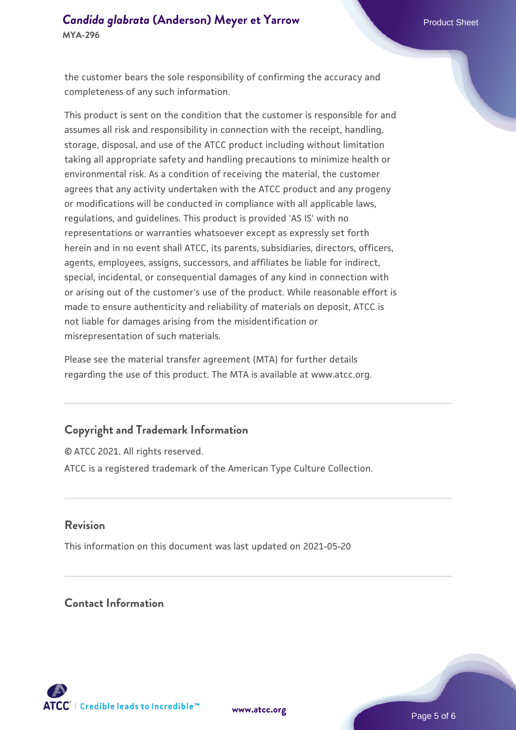the customer bears the sole responsibility of confirming the accuracy and completeness of any such information.

This product is sent on the condition that the customer is responsible for and assumes all risk and responsibility in connection with the receipt, handling, storage, disposal, and use of the ATCC product including without limitation taking all appropriate safety and handling precautions to minimize health or environmental risk. As a condition of receiving the material, the customer agrees that any activity undertaken with the ATCC product and any progeny or modifications will be conducted in compliance with all applicable laws, regulations, and guidelines. This product is provided 'AS IS' with no representations or warranties whatsoever except as expressly set forth herein and in no event shall ATCC, its parents, subsidiaries, directors, officers, agents, employees, assigns, successors, and affiliates be liable for indirect, special, incidental, or consequential damages of any kind in connection with or arising out of the customer's use of the product. While reasonable effort is made to ensure authenticity and reliability of materials on deposit, ATCC is not liable for damages arising from the misidentification or misrepresentation of such materials.

Please see the material transfer agreement (MTA) for further details regarding the use of this product. The MTA is available at www.atcc.org.

## Copyright and Trademark Information

© ATCC 2021. All rights reserved.

ATCC is a registered trademark of the American Type Culture Collection.

## Revision

This information on this document was last updated on 2021-05-20

## Contact Information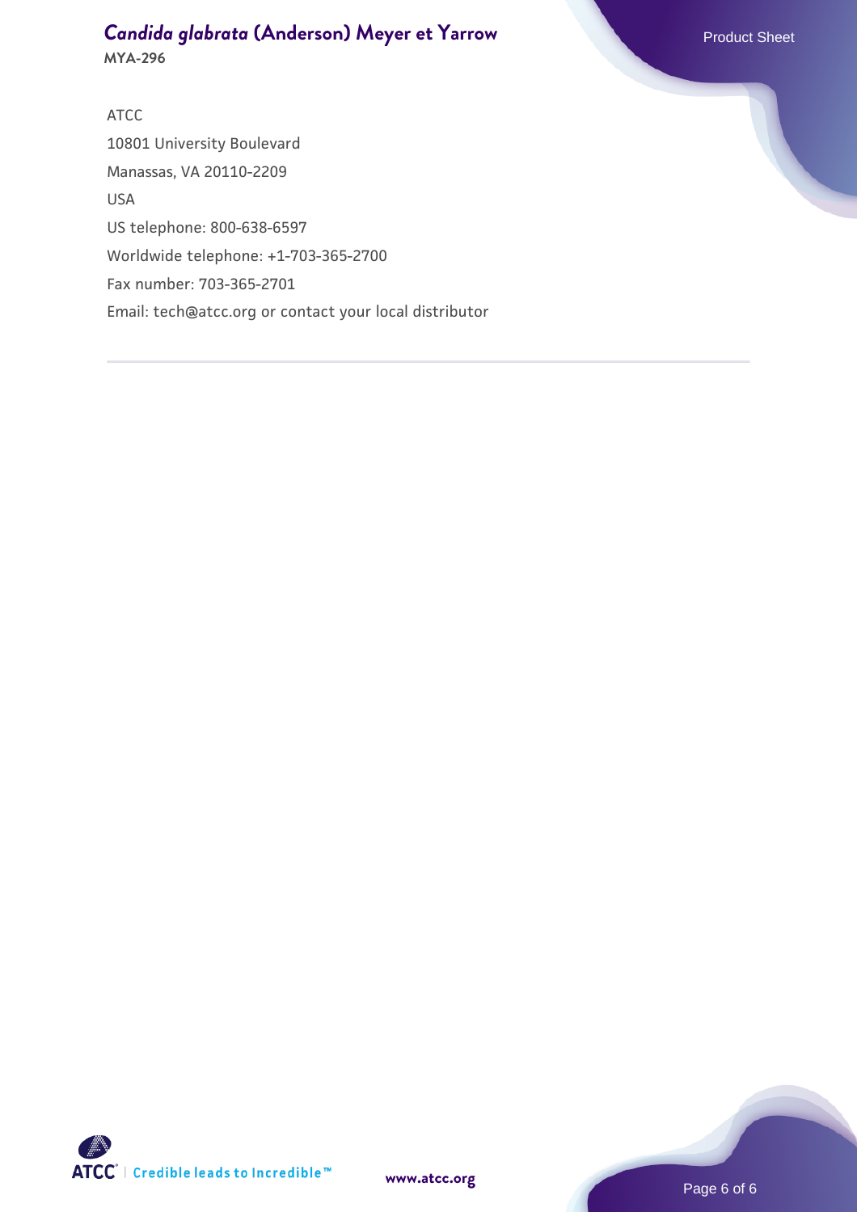ATCC

10801 University Boulevard

Manassas, VA 20110-2209

USA

US telephone: 800-638-6597

Worldwide telephone: +1-703-365-2700

Fax number: 703-365-2701

Email: tech@atcc.org or contact your local distributor